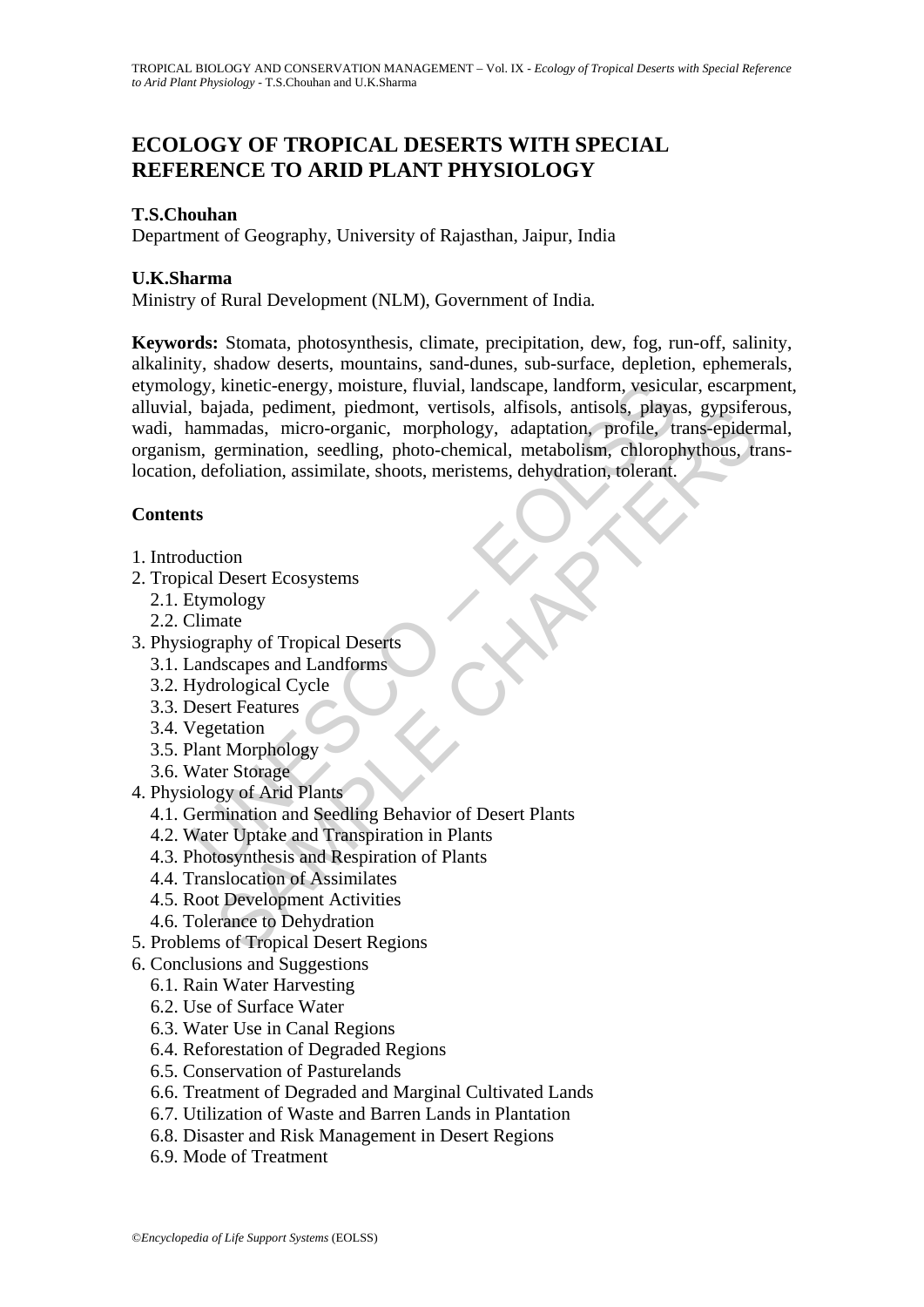# ECOLOGY OF TROPICAL DESERTS WITH SPECIAL REFERENCE TO ARID PLANT PHYSIOLOGY

**T.S.Chouhan**

Department of Geography, University of Rajasthan, Jaipur, India

**U.K.Sharma**

Ministry of Rural Development (NLM), Government of India.

**Keywords:** Stomata, photosynthesis, climate, precipitation, dew, fog, run-off, salinity, alkalinity, shadow deserts, mountains, sand-dunes, sub-surface, depletion, ephemerals, etymology, kinetic-energy, moisture, fluvial, landscape, landform, vesicular, escarpment, alluvial, bajada, pediment, piedmont, vertisols, alfisols, antisols, playas, gypsiferous, wadi, hammadas, micro-organic, morphology, adaptation, profile, trans-epidermal, organism, germination, seedling, photo-chemical, metabolism, chlorophythous, trans-location, defoliation, assimilate, shoots, meristems, dehydration, tolerant.

## Contents

1. Introduction
2. Tropical Desert Ecosystems
   - 2.1. Etymology
   - 2.2. Climate
3. Physiography of Tropical Deserts
   - 3.1. Landscapes and Landforms
   - 3.2. Hydrological Cycle
   - 3.3. Desert Features
   - 3.4. Vegetation
   - 3.5. Plant Morphology
   - 3.6. Water Storage
4. Physiology of Arid Plants
   - 4.1. Germination and Seedling Behavior of Desert Plants
   - 4.2. Water Uptake and Transpiration in Plants
   - 4.3. Photosynthesis and Respiration of Plants
   - 4.4. Translocation of Assimilates
   - 4.5. Root Development Activities
   - 4.6. Tolerance to Dehydration
5. Problems of Tropical Desert Regions
6. Conclusions and Suggestions
   - 6.1. Rain Water Harvesting
   - 6.2. Use of Surface Water
   - 6.3. Water Use in Canal Regions
   - 6.4. Reforestation of Degraded Regions
   - 6.5. Conservation of Pasturelands
   - 6.6. Treatment of Degraded and Marginal Cultivated Lands
   - 6.7. Utilization of Waste and Barren Lands in Plantation
   - 6.8. Disaster and Risk Management in Desert Regions
   - 6.9. Mode of Treatment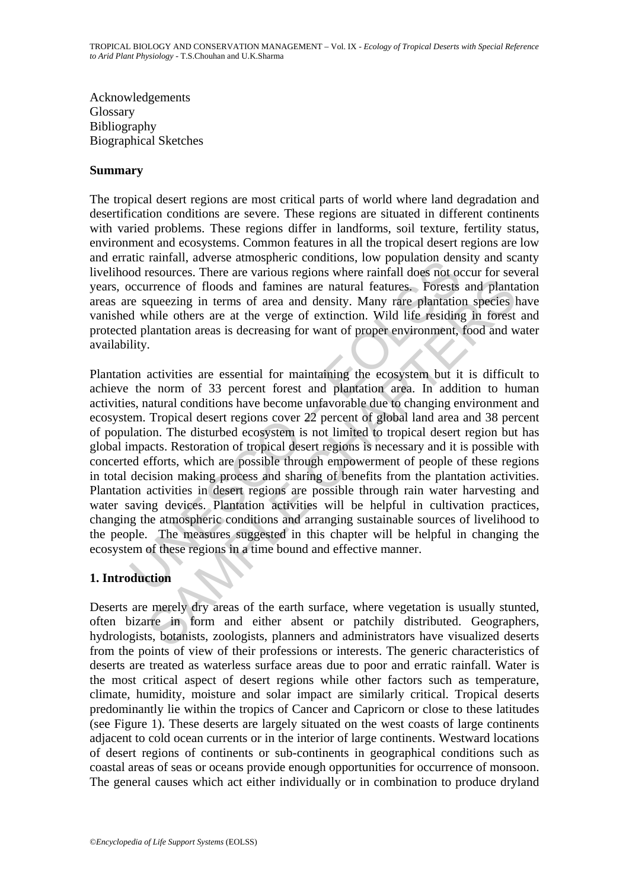Acknowledgements
Glossary
Bibliography
Biographical Sketches

## Summary

The tropical desert regions are most critical parts of world where land degradation and desertification conditions are severe. These regions are situated in different continents with varied problems. These regions differ in landforms, soil texture, fertility status, environment and ecosystems. Common features in all the tropical desert regions are low and erratic rainfall, adverse atmospheric conditions, low population density and scanty livelihood resources. There are various regions where rainfall does not occur for several years, occurrence of floods and famines are natural features. Forests and plantation areas are squeezing in terms of area and density. Many rare plantation species have vanished while others are at the verge of extinction. Wild life residing in forest and protected plantation areas is decreasing for want of proper environment, food and water availability.

Plantation activities are essential for maintaining the ecosystem but it is difficult to achieve the norm of 33 percent forest and plantation area. In addition to human activities, natural conditions have become unfavorable due to changing environment and ecosystem. Tropical desert regions cover 22 percent of global land area and 38 percent of population. The disturbed ecosystem is not limited to tropical desert region but has global impacts. Restoration of tropical desert regions is necessary and it is possible with concerted efforts, which are possible through empowerment of people of these regions in total decision making process and sharing of benefits from the plantation activities. Plantation activities in desert regions are possible through rain water harvesting and water saving devices. Plantation activities will be helpful in cultivation practices, changing the atmospheric conditions and arranging sustainable sources of livelihood to the people. The measures suggested in this chapter will be helpful in changing the ecosystem of these regions in a time bound and effective manner.

## 1. Introduction

Deserts are merely dry areas of the earth surface, where vegetation is usually stunted, often bizarre in form and either absent or patchily distributed. Geographers, hydrologists, botanists, zoologists, planners and administrators have visualized deserts from the points of view of their professions or interests. The generic characteristics of deserts are treated as waterless surface areas due to poor and erratic rainfall. Water is the most critical aspect of desert regions while other factors such as temperature, climate, humidity, moisture and solar impact are similarly critical. Tropical deserts predominantly lie within the tropics of Cancer and Capricorn or close to these latitudes (see Figure 1). These deserts are largely situated on the west coasts of large continents adjacent to cold ocean currents or in the interior of large continents. Westward locations of desert regions of continents or sub-continents in geographical conditions such as coastal areas of seas or oceans provide enough opportunities for occurrence of monsoon. The general causes which act either individually or in combination to produce dryland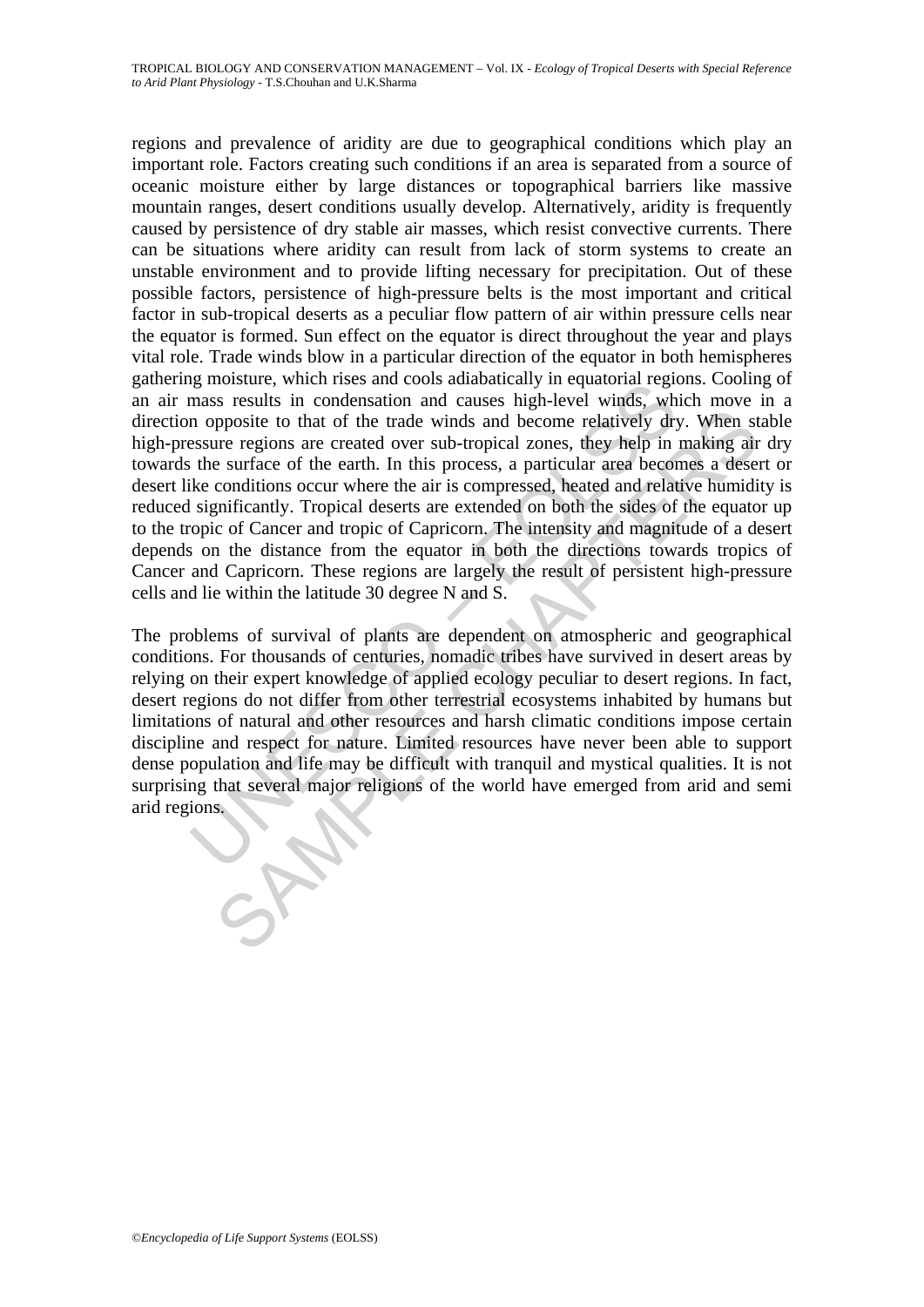regions and prevalence of aridity are due to geographical conditions which play an important role. Factors creating such conditions if an area is separated from a source of oceanic moisture either by large distances or topographical barriers like massive mountain ranges, desert conditions usually develop. Alternatively, aridity is frequently caused by persistence of dry stable air masses, which resist convective currents. There can be situations where aridity can result from lack of storm systems to create an unstable environment and to provide lifting necessary for precipitation. Out of these possible factors, persistence of high-pressure belts is the most important and critical factor in sub-tropical deserts as a peculiar flow pattern of air within pressure cells near the equator is formed. Sun effect on the equator is direct throughout the year and plays vital role. Trade winds blow in a particular direction of the equator in both hemispheres gathering moisture, which rises and cools adiabatically in equatorial regions. Cooling of an air mass results in condensation and causes high-level winds, which move in a direction opposite to that of the trade winds and become relatively dry. When stable high-pressure regions are created over sub-tropical zones, they help in making air dry towards the surface of the earth. In this process, a particular area becomes a desert or desert like conditions occur where the air is compressed, heated and relative humidity is reduced significantly. Tropical deserts are extended on both the sides of the equator up to the tropic of Cancer and tropic of Capricorn. The intensity and magnitude of a desert depends on the distance from the equator in both the directions towards tropics of Cancer and Capricorn. These regions are largely the result of persistent high-pressure cells and lie within the latitude 30 degree N and S.

The problems of survival of plants are dependent on atmospheric and geographical conditions. For thousands of centuries, nomadic tribes have survived in desert areas by relying on their expert knowledge of applied ecology peculiar to desert regions. In fact, desert regions do not differ from other terrestrial ecosystems inhabited by humans but limitations of natural and other resources and harsh climatic conditions impose certain discipline and respect for nature. Limited resources have never been able to support dense population and life may be difficult with tranquil and mystical qualities. It is not surprising that several major religions of the world have emerged from arid and semi arid regions.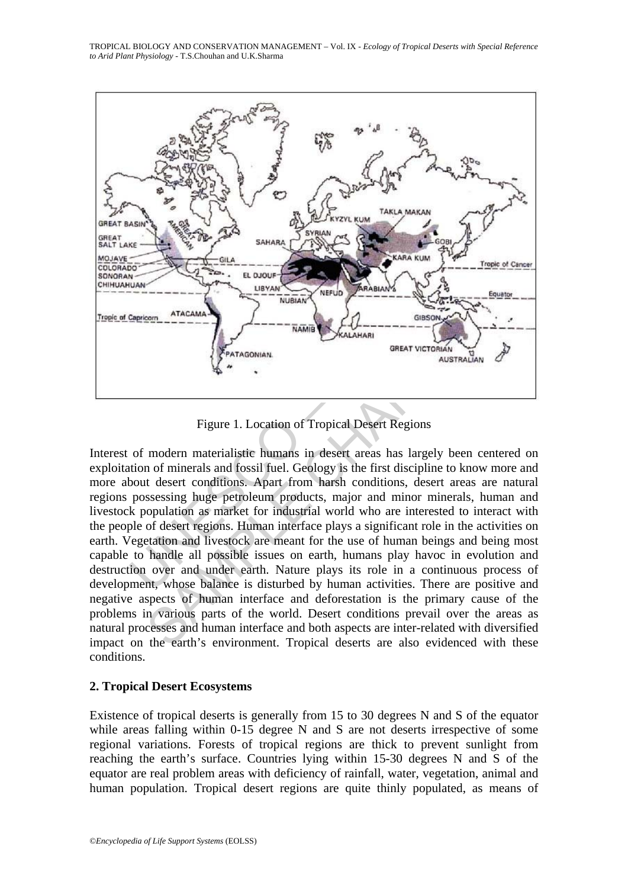Figure 1. Location of Tropical Desert Regions

Interest of modern materialistic humans in desert areas has largely been centered on exploitation of minerals and fossil fuel. Geology is the first discipline to know more and more about desert conditions. Apart from harsh conditions, desert areas are natural regions possessing huge petroleum products, major and minor minerals, human and livestock population as market for industrial world who are interested to interact with the people of desert regions. Human interface plays a significant role in the activities on earth. Vegetation and livestock are meant for the use of human beings and being most capable to handle all possible issues on earth, humans play havoc in evolution and destruction over and under earth. Nature plays its role in a continuous process of development, whose balance is disturbed by human activities. There are positive and negative aspects of human interface and deforestation is the primary cause of the problems in various parts of the world. Desert conditions prevail over the areas as natural processes and human interface and both aspects are inter-related with diversified impact on the earth's environment. Tropical deserts are also evidenced with these conditions.

## 2. Tropical Desert Ecosystems

Existence of tropical deserts is generally from 15 to 30 degrees N and S of the equator while areas falling within 0-15 degree N and S are not deserts irrespective of some regional variations. Forests of tropical regions are thick to prevent sunlight from reaching the earth's surface. Countries lying within 15-30 degrees N and S of the equator are real problem areas with deficiency of rainfall, water, vegetation, animal and human population. Tropical desert regions are quite thinly populated, as means of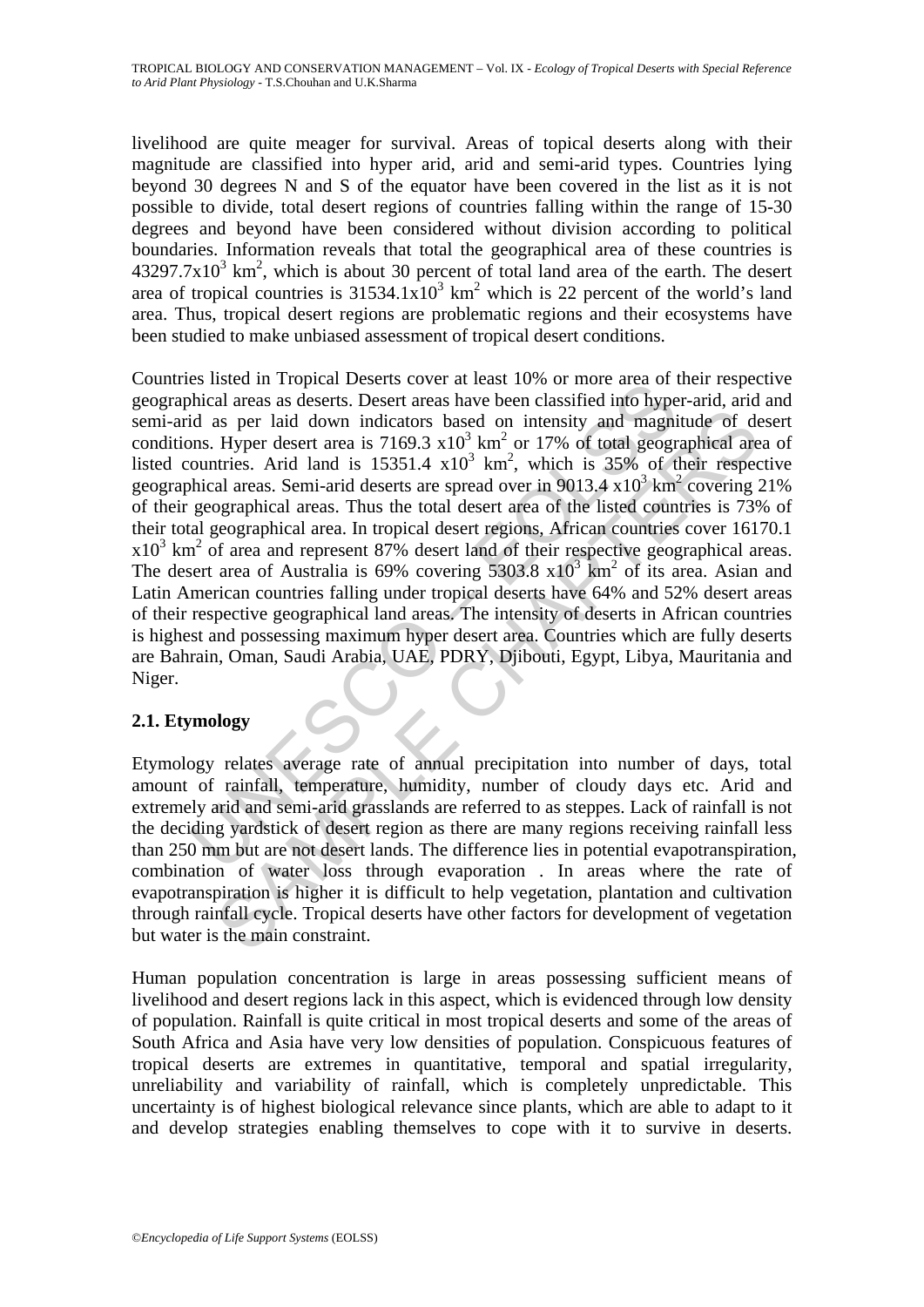livelihood are quite meager for survival. Areas of topical deserts along with their magnitude are classified into hyper arid, arid and semi-arid types. Countries lying beyond 30 degrees N and S of the equator have been covered in the list as it is not possible to divide, total desert regions of countries falling within the range of 15-30 degrees and beyond have been considered without division according to political boundaries. Information reveals that total the geographical area of these countries is $43297.7 \times 10^3$ km$^2$, which is about 30 percent of total land area of the earth. The desert area of tropical countries is $31534.1 \times 10^3$ km$^2$ which is 22 percent of the world's land area. Thus, tropical desert regions are problematic regions and their ecosystems have been studied to make unbiased assessment of tropical desert conditions.

Countries listed in Tropical Deserts cover at least 10% or more area of their respective geographical areas as deserts. Desert areas have been classified into hyper-arid, arid and semi-arid as per laid down indicators based on intensity and magnitude of desert conditions. Hyper desert area is $7169.3 \times 10^3$ km$^2$ or 17% of total geographical area of listed countries. Arid land is $15351.4 \times 10^3$ km$^2$, which is 35% of their respective geographical areas. Semi-arid deserts are spread over in $9013.4 \times 10^3$ km$^2$ covering 21% of their geographical areas. Thus the total desert area of the listed countries is 73% of their total geographical area. In tropical desert regions, African countries cover 16170.1 $\times 10^3$ km$^2$ of area and represent 87% desert land of their respective geographical areas. The desert area of Australia is 69% covering $5303.8 \times 10^3$ km$^2$ of its area. Asian and Latin American countries falling under tropical deserts have 64% and 52% desert areas of their respective geographical land areas. The intensity of deserts in African countries is highest and possessing maximum hyper desert area. Countries which are fully deserts are Bahrain, Oman, Saudi Arabia, UAE, PDRY, Djibouti, Egypt, Libya, Mauritania and Niger.

## 2.1. Etymology

Etymology relates average rate of annual precipitation into number of days, total amount of rainfall, temperature, humidity, number of cloudy days etc. Arid and extremely arid and semi-arid grasslands are referred to as steppes. Lack of rainfall is not the deciding yardstick of desert region as there are many regions receiving rainfall less than 250 mm but are not desert lands. The difference lies in potential evapotranspiration, combination of water loss through evaporation . In areas where the rate of evapotranspiration is higher it is difficult to help vegetation, plantation and cultivation through rainfall cycle. Tropical deserts have other factors for development of vegetation but water is the main constraint.

Human population concentration is large in areas possessing sufficient means of livelihood and desert regions lack in this aspect, which is evidenced through low density of population. Rainfall is quite critical in most tropical deserts and some of the areas of South Africa and Asia have very low densities of population. Conspicuous features of tropical deserts are extremes in quantitative, temporal and spatial irregularity, unreliability and variability of rainfall, which is completely unpredictable. This uncertainty is of highest biological relevance since plants, which are able to adapt to it and develop strategies enabling themselves to cope with it to survive in deserts.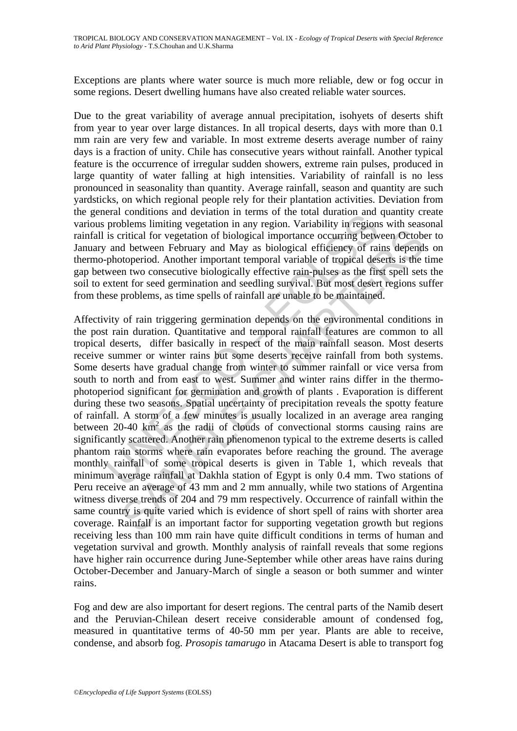Exceptions are plants where water source is much more reliable, dew or fog occur in some regions. Desert dwelling humans have also created reliable water sources.

Due to the great variability of average annual precipitation, isohyets of deserts shift from year to year over large distances. In all tropical deserts, days with more than 0.1 mm rain are very few and variable. In most extreme deserts average number of rainy days is a fraction of unity. Chile has consecutive years without rainfall. Another typical feature is the occurrence of irregular sudden showers, extreme rain pulses, produced in large quantity of water falling at high intensities. Variability of rainfall is no less pronounced in seasonality than quantity. Average rainfall, season and quantity are such yardsticks, on which regional people rely for their plantation activities. Deviation from the general conditions and deviation in terms of the total duration and quantity create various problems limiting vegetation in any region. Variability in regions with seasonal rainfall is critical for vegetation of biological importance occurring between October to January and between February and May as biological efficiency of rains depends on thermo-photoperiod. Another important temporal variable of tropical deserts is the time gap between two consecutive biologically effective rain-pulses as the first spell sets the soil to extent for seed germination and seedling survival. But most desert regions suffer from these problems, as time spells of rainfall are unable to be maintained.

Affectivity of rain triggering germination depends on the environmental conditions in the post rain duration. Quantitative and temporal rainfall features are common to all tropical deserts, differ basically in respect of the main rainfall season. Most deserts receive summer or winter rains but some deserts receive rainfall from both systems. Some deserts have gradual change from winter to summer rainfall or vice versa from south to north and from east to west. Summer and winter rains differ in the thermo-photoperiod significant for germination and growth of plants . Evaporation is different during these two seasons. Spatial uncertainty of precipitation reveals the spotty feature of rainfall. A storm of a few minutes is usually localized in an average area ranging between 20-40 km$^2$ as the radii of clouds of convectional storms causing rains are significantly scattered. Another rain phenomenon typical to the extreme deserts is called phantom rain storms where rain evaporates before reaching the ground. The average monthly rainfall of some tropical deserts is given in Table 1, which reveals that minimum average rainfall at Dakhla station of Egypt is only 0.4 mm. Two stations of Peru receive an average of 43 mm and 2 mm annually, while two stations of Argentina witness diverse trends of 204 and 79 mm respectively. Occurrence of rainfall within the same country is quite varied which is evidence of short spell of rains with shorter area coverage. Rainfall is an important factor for supporting vegetation growth but regions receiving less than 100 mm rain have quite difficult conditions in terms of human and vegetation survival and growth. Monthly analysis of rainfall reveals that some regions have higher rain occurrence during June-September while other areas have rains during October-December and January-March of single a season or both summer and winter rains.

Fog and dew are also important for desert regions. The central parts of the Namib desert and the Peruvian-Chilean desert receive considerable amount of condensed fog, measured in quantitative terms of 40-50 mm per year. Plants are able to receive, condense, and absorb fog. *Prosopis tamarugo* in Atacama Desert is able to transport fog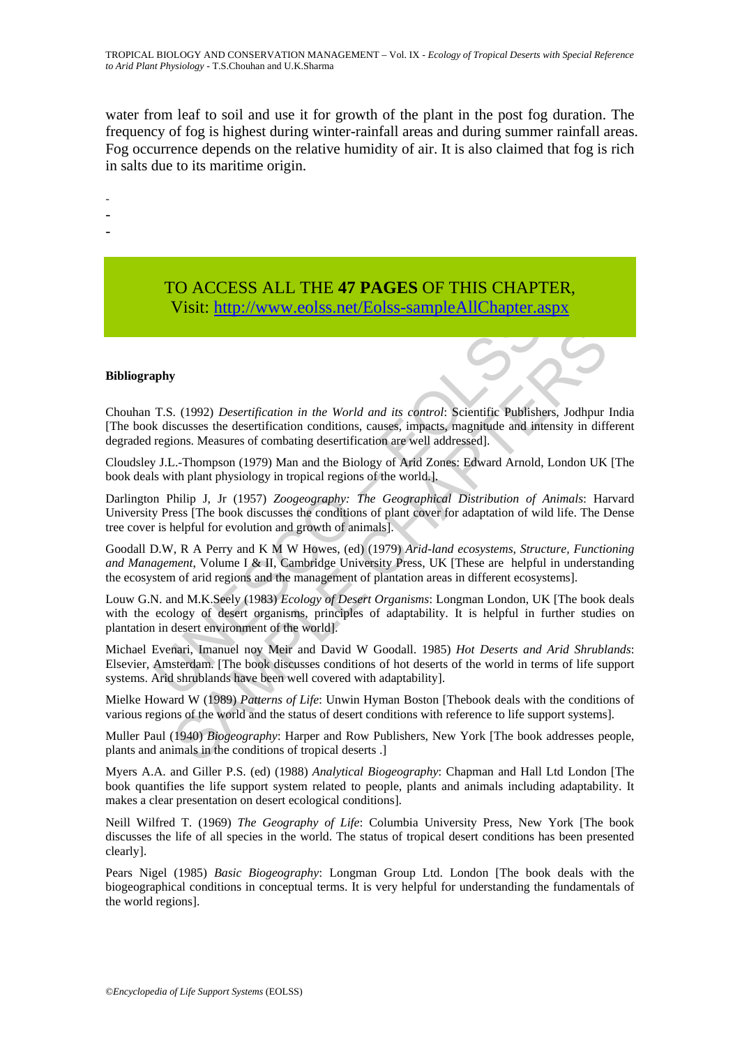water from leaf to soil and use it for growth of the plant in the post fog duration. The frequency of fog is highest during winter-rainfall areas and during summer rainfall areas. Fog occurrence depends on the relative humidity of air. It is also claimed that fog is rich in salts due to its maritime origin.

-
-
-

TO ACCESS ALL THE **47 PAGES** OF THIS CHAPTER,
Visit: http://www.eolss.net/Eolss-sampleAllChapter.aspx

**Bibliography**

Chouhan T.S. (1992) *Desertification in the World and its control*: Scientific Publishers, Jodhpur India [The book discusses the desertification conditions, causes, impacts, magnitude and intensity in different degraded regions. Measures of combating desertification are well addressed].

Cloudsley J.L.-Thompson (1979) Man and the Biology of Arid Zones: Edward Arnold, London UK [The book deals with plant physiology in tropical regions of the world.].

Darlington Philip J, Jr (1957) *Zoogeography: The Geographical Distribution of Animals*: Harvard University Press [The book discusses the conditions of plant cover for adaptation of wild life. The Dense tree cover is helpful for evolution and growth of animals].

Goodall D.W, R A Perry and K M W Howes, (ed) (1979) *Arid-land ecosystems, Structure, Functioning and Management*, Volume I & II, Cambridge University Press, UK [These are helpful in understanding the ecosystem of arid regions and the management of plantation areas in different ecosystems].

Louw G.N. and M.K.Seely (1983) *Ecology of Desert Organisms*: Longman London, UK [The book deals with the ecology of desert organisms, principles of adaptability. It is helpful in further studies on plantation in desert environment of the world].

Michael Evenari, Imanuel noy Meir and David W Goodall. 1985) *Hot Deserts and Arid Shrublands*: Elsevier, Amsterdam. [The book discusses conditions of hot deserts of the world in terms of life support systems. Arid shrublands have been well covered with adaptability].

Mielke Howard W (1989) *Patterns of Life*: Unwin Hyman Boston [Thebook deals with the conditions of various regions of the world and the status of desert conditions with reference to life support systems].

Muller Paul (1940) *Biogeography*: Harper and Row Publishers, New York [The book addresses people, plants and animals in the conditions of tropical deserts .]

Myers A.A. and Giller P.S. (ed) (1988) *Analytical Biogeography*: Chapman and Hall Ltd London [The book quantifies the life support system related to people, plants and animals including adaptability. It makes a clear presentation on desert ecological conditions].

Neill Wilfred T. (1969) *The Geography of Life*: Columbia University Press, New York [The book discusses the life of all species in the world. The status of tropical desert conditions has been presented clearly].

Pears Nigel (1985) *Basic Biogeography*: Longman Group Ltd. London [The book deals with the biogeographical conditions in conceptual terms. It is very helpful for understanding the fundamentals of the world regions].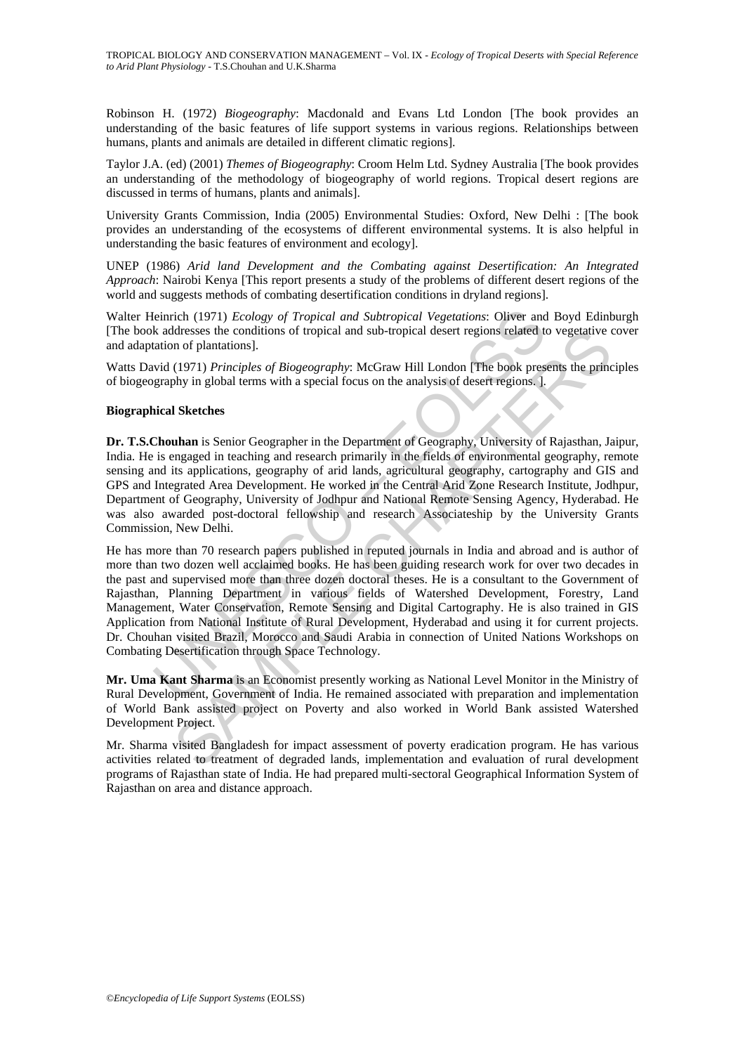Robinson H. (1972) *Biogeography*: Macdonald and Evans Ltd London [The book provides an understanding of the basic features of life support systems in various regions. Relationships between humans, plants and animals are detailed in different climatic regions].

Taylor J.A. (ed) (2001) *Themes of Biogeography*: Croom Helm Ltd. Sydney Australia [The book provides an understanding of the methodology of biogeography of world regions. Tropical desert regions are discussed in terms of humans, plants and animals].

University Grants Commission, India (2005) Environmental Studies: Oxford, New Delhi : [The book provides an understanding of the ecosystems of different environmental systems. It is also helpful in understanding the basic features of environment and ecology].

UNEP (1986) *Arid land Development and the Combating against Desertification: An Integrated Approach*: Nairobi Kenya [This report presents a study of the problems of different desert regions of the world and suggests methods of combating desertification conditions in dryland regions].

Walter Heinrich (1971) *Ecology of Tropical and Subtropical Vegetations*: Oliver and Boyd Edinburgh [The book addresses the conditions of tropical and sub-tropical desert regions related to vegetative cover and adaptation of plantations].

Watts David (1971) *Principles of Biogeography*: McGraw Hill London [The book presents the principles of biogeography in global terms with a special focus on the analysis of desert regions. ].

**Biographical Sketches**

**Dr. T.S.Chouhan** is Senior Geographer in the Department of Geography, University of Rajasthan, Jaipur, India. He is engaged in teaching and research primarily in the fields of environmental geography, remote sensing and its applications, geography of arid lands, agricultural geography, cartography and GIS and GPS and Integrated Area Development. He worked in the Central Arid Zone Research Institute, Jodhpur, Department of Geography, University of Jodhpur and National Remote Sensing Agency, Hyderabad. He was also awarded post-doctoral fellowship and research Associateship by the University Grants Commission, New Delhi.

He has more than 70 research papers published in reputed journals in India and abroad and is author of more than two dozen well acclaimed books. He has been guiding research work for over two decades in the past and supervised more than three dozen doctoral theses. He is a consultant to the Government of Rajasthan, Planning Department in various fields of Watershed Development, Forestry, Land Management, Water Conservation, Remote Sensing and Digital Cartography. He is also trained in GIS Application from National Institute of Rural Development, Hyderabad and using it for current projects. Dr. Chouhan visited Brazil, Morocco and Saudi Arabia in connection of United Nations Workshops on Combating Desertification through Space Technology.

**Mr. Uma Kant Sharma** is an Economist presently working as National Level Monitor in the Ministry of Rural Development, Government of India. He remained associated with preparation and implementation of World Bank assisted project on Poverty and also worked in World Bank assisted Watershed Development Project.

Mr. Sharma visited Bangladesh for impact assessment of poverty eradication program. He has various activities related to treatment of degraded lands, implementation and evaluation of rural development programs of Rajasthan state of India. He had prepared multi-sectoral Geographical Information System of Rajasthan on area and distance approach.